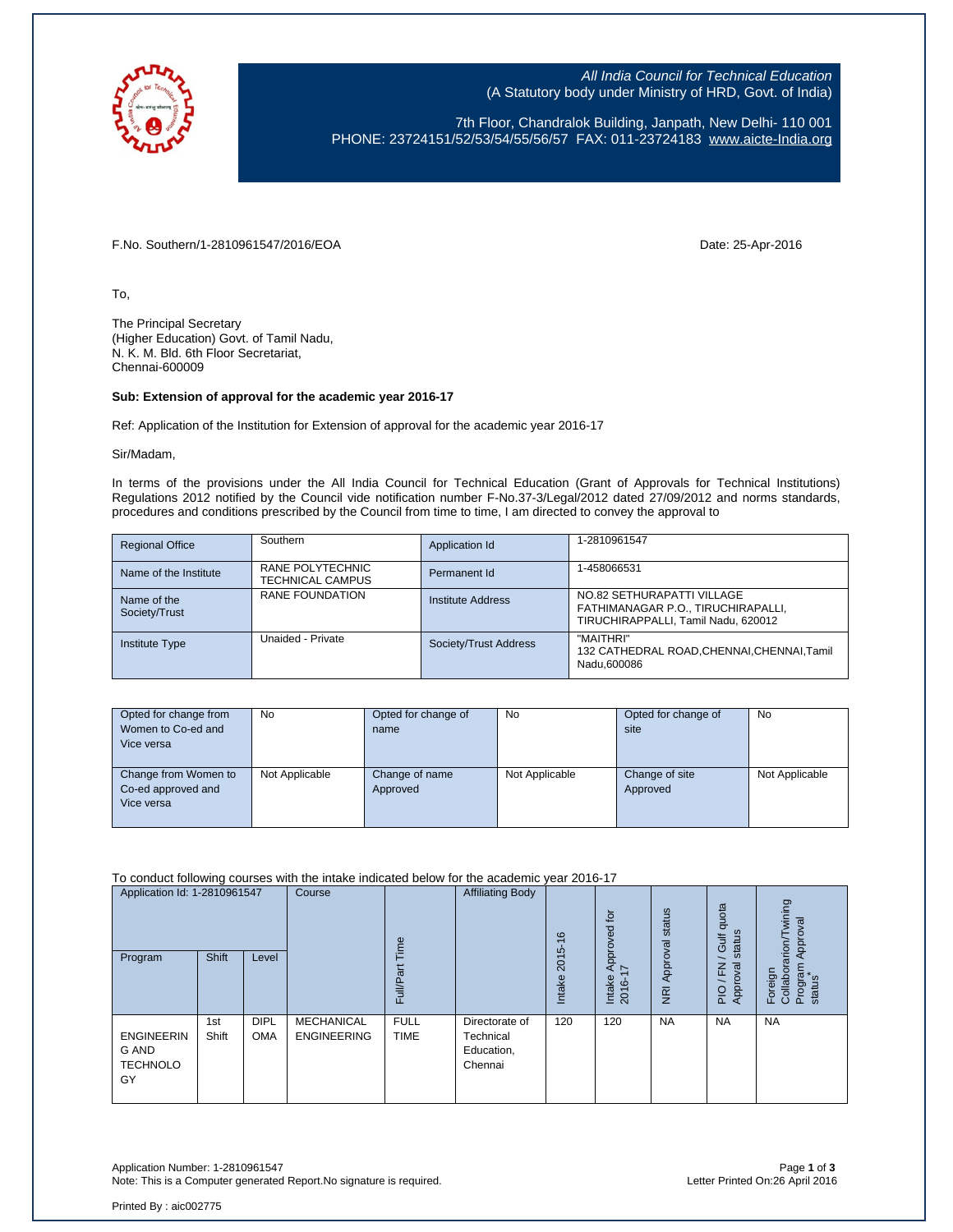All India Council for Technical Education
(A Statutory body under Ministry of HRD, Govt. of India)

7th Floor, Chandralok Building, Janpath, New Delhi- 110 001
PHONE: 23724151/52/53/54/55/56/57 FAX: 011-23724183 www.aicte-India.org

F.No. Southern/1-2810961547/2016/EOA    Date: 25-Apr-2016

To,

The Principal Secretary
(Higher Education) Govt. of Tamil Nadu,
N. K. M. Bld. 6th Floor Secretariat,
Chennai-600009

**Sub: Extension of approval for the academic year 2016-17**

Ref: Application of the Institution for Extension of approval for the academic year 2016-17

Sir/Madam,

In terms of the provisions under the All India Council for Technical Education (Grant of Approvals for Technical Institutions) Regulations 2012 notified by the Council vide notification number F-No.37-3/Legal/2012 dated 27/09/2012 and norms standards, procedures and conditions prescribed by the Council from time to time, I am directed to convey the approval to

| Regional Office | Southern | Application Id | 1-2810961547 |
|---|---|---|---|
| Name of the Institute | RANE POLYTECHNIC TECHNICAL CAMPUS | Permanent Id | 1-458066531 |
| Name of the Society/Trust | RANE FOUNDATION | Institute Address | NO.82 SETHURAPATTI VILLAGE FATHIMANAGAR P.O., TIRUCHIRAPALLI, TIRUCHIRAPPALLI, Tamil Nadu, 620012 |
| Institute Type | Unaided - Private | Society/Trust Address | "MAITHRI" 132 CATHEDRAL ROAD,CHENNAI,CHENNAI,Tamil Nadu,600086 |

| Opted for change from Women to Co-ed and Vice versa | No | Opted for change of name | No | Opted for change of site | No |
|---|---|---|---|---|---|
| Change from Women to Co-ed approved and Vice versa | Not Applicable | Change of name Approved | Not Applicable | Change of site Approved | Not Applicable |

To conduct following courses with the intake indicated below for the academic year 2016-17

| Application Id: 1-2810961547 | | | Course | Full/Part Time | Affiliating Body | Intake 2015-16 | Intake Approved for 2016-17 | NRI Approval status | PIO / FN / Gulf quota Approval status | Foreign Collaborarion/Twining Program Approval status* |
|---|---|---|---|---|---|---|---|---|---|---|
| Program | Shift | Level | | | | | | | | |
| ENGINEERING AND TECHNOLOGY | 1st Shift | DIPLOMA | MECHANICAL ENGINEERING | FULL TIME | Directorate of Technical Education, Chennai | 120 | 120 | NA | NA | NA |

Application Number: 1-2810961547
Note: This is a Computer generated Report.No signature is required.
Letter Printed On:26 April 2016

Printed By : aic002775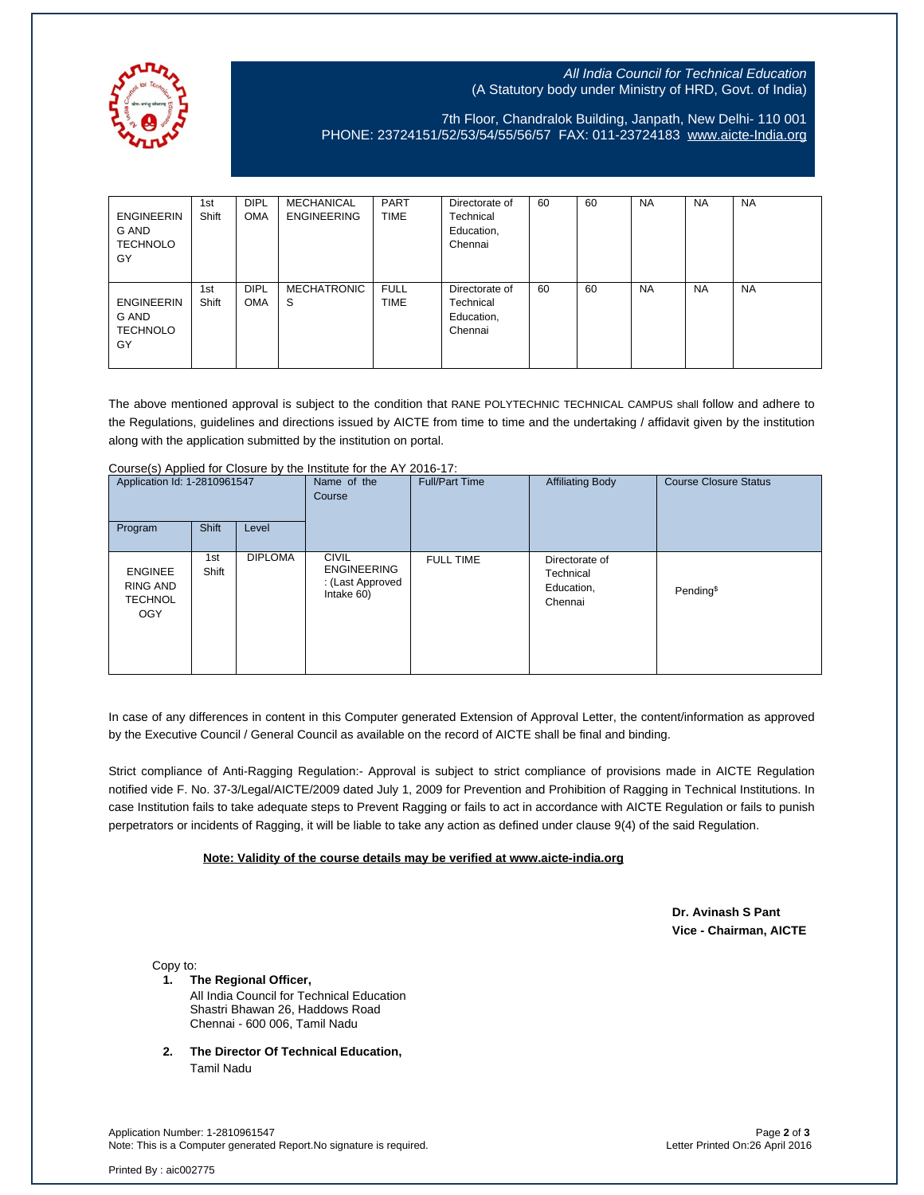All India Council for Technical Education
(A Statutory body under Ministry of HRD, Govt. of India)

7th Floor, Chandralok Building, Janpath, New Delhi- 110 001
PHONE: 23724151/52/53/54/55/56/57 FAX: 011-23724183 www.aicte-India.org

| | | | | | | | | | | |
|---|---|---|---|---|---|---|---|---|---|---|
| ENGINEERING AND TECHNOLOGY | 1st Shift | DIPLOMA | MECHANICAL ENGINEERING | PART TIME | Directorate of Technical Education, Chennai | 60 | 60 | NA | NA | NA |
| ENGINEERING AND TECHNOLOGY | 1st Shift | DIPLOMA | MECHATRONICS | FULL TIME | Directorate of Technical Education, Chennai | 60 | 60 | NA | NA | NA |

The above mentioned approval is subject to the condition that RANE POLYTECHNIC TECHNICAL CAMPUS shall follow and adhere to the Regulations, guidelines and directions issued by AICTE from time to time and the undertaking / affidavit given by the institution along with the application submitted by the institution on portal.

Course(s) Applied for Closure by the Institute for the AY 2016-17:

| Application Id: 1-2810961547 | | | Name of the Course | Full/Part Time | Affiliating Body | Course Closure Status |
|---|---|---|---|---|---|---|
| Program | Shift | Level | | | | |
| ENGINEERING AND TECHNOLOGY | 1st Shift | DIPLOMA | CIVIL ENGINEERING : (Last Approved Intake 60) | FULL TIME | Directorate of Technical Education, Chennai | Pending$ |

In case of any differences in content in this Computer generated Extension of Approval Letter, the content/information as approved by the Executive Council / General Council as available on the record of AICTE shall be final and binding.

Strict compliance of Anti-Ragging Regulation:- Approval is subject to strict compliance of provisions made in AICTE Regulation notified vide F. No. 37-3/Legal/AICTE/2009 dated July 1, 2009 for Prevention and Prohibition of Ragging in Technical Institutions. In case Institution fails to take adequate steps to Prevent Ragging or fails to act in accordance with AICTE Regulation or fails to punish perpetrators or incidents of Ragging, it will be liable to take any action as defined under clause 9(4) of the said Regulation.

**Note: Validity of the course details may be verified at www.aicte-india.org**

**Dr. Avinash S Pant**
**Vice - Chairman, AICTE**

Copy to:

1. **The Regional Officer,**
   All India Council for Technical Education
   Shastri Bhawan 26, Haddows Road
   Chennai - 600 006, Tamil Nadu

2. **The Director Of Technical Education,**
   Tamil Nadu

Application Number: 1-2810961547
Note: This is a Computer generated Report.No signature is required.

Letter Printed On:26 April 2016

Printed By : aic002775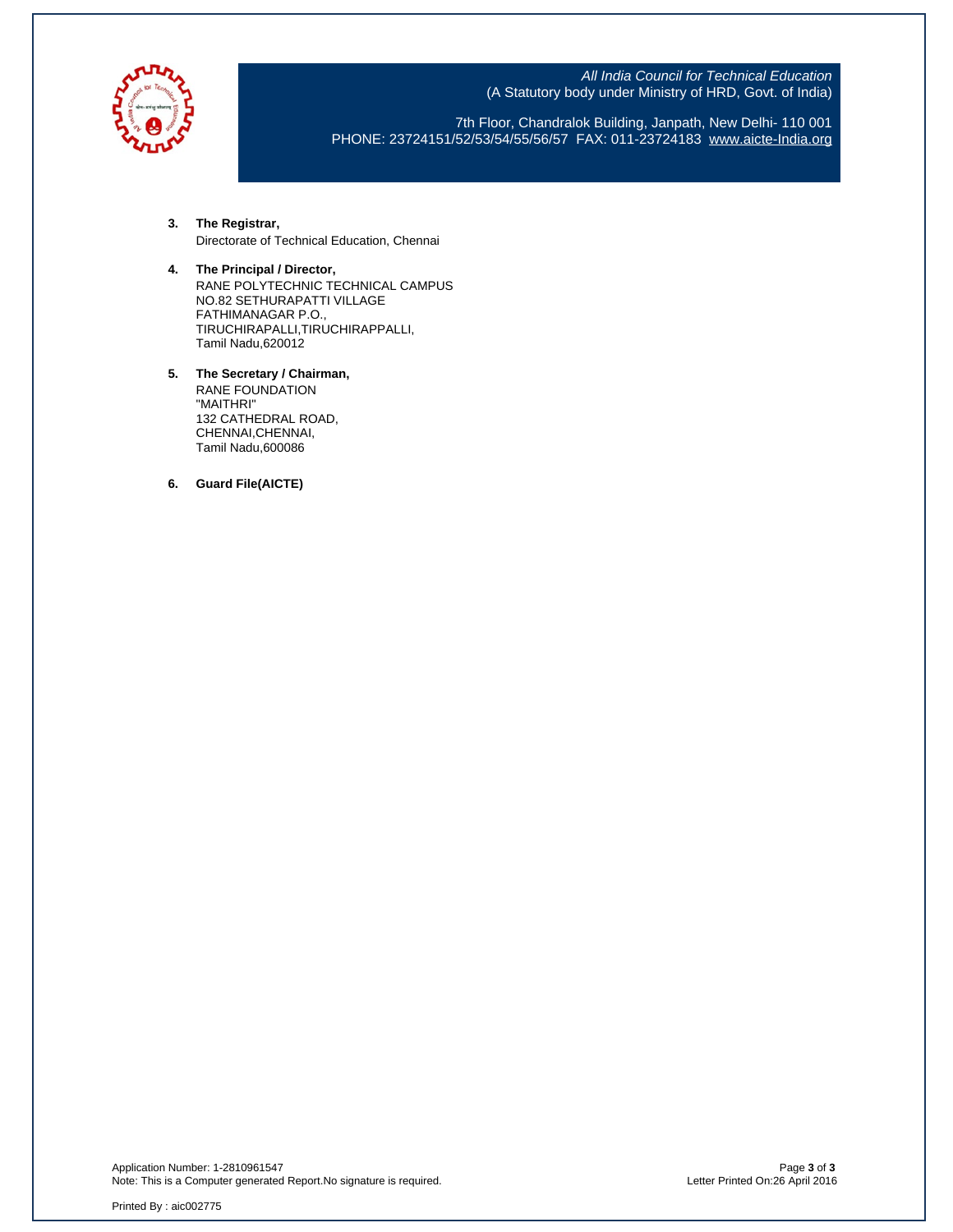3. **The Registrar,**
   Directorate of Technical Education, Chennai

4. **The Principal / Director,**
   RANE POLYTECHNIC TECHNICAL CAMPUS
   NO.82 SETHURAPATTI VILLAGE
   FATHIMANAGAR P.O.,
   TIRUCHIRAPALLI,TIRUCHIRAPPALLI,
   Tamil Nadu,620012

5. **The Secretary / Chairman,**
   RANE FOUNDATION
   "MAITHRI"
   132 CATHEDRAL ROAD,
   CHENNAI,CHENNAI,
   Tamil Nadu,600086

6. **Guard File(AICTE)**

Application Number: 1-2810961547
Note: This is a Computer generated Report.No signature is required.

Letter Printed On:26 April 2016

Printed By : aic002775